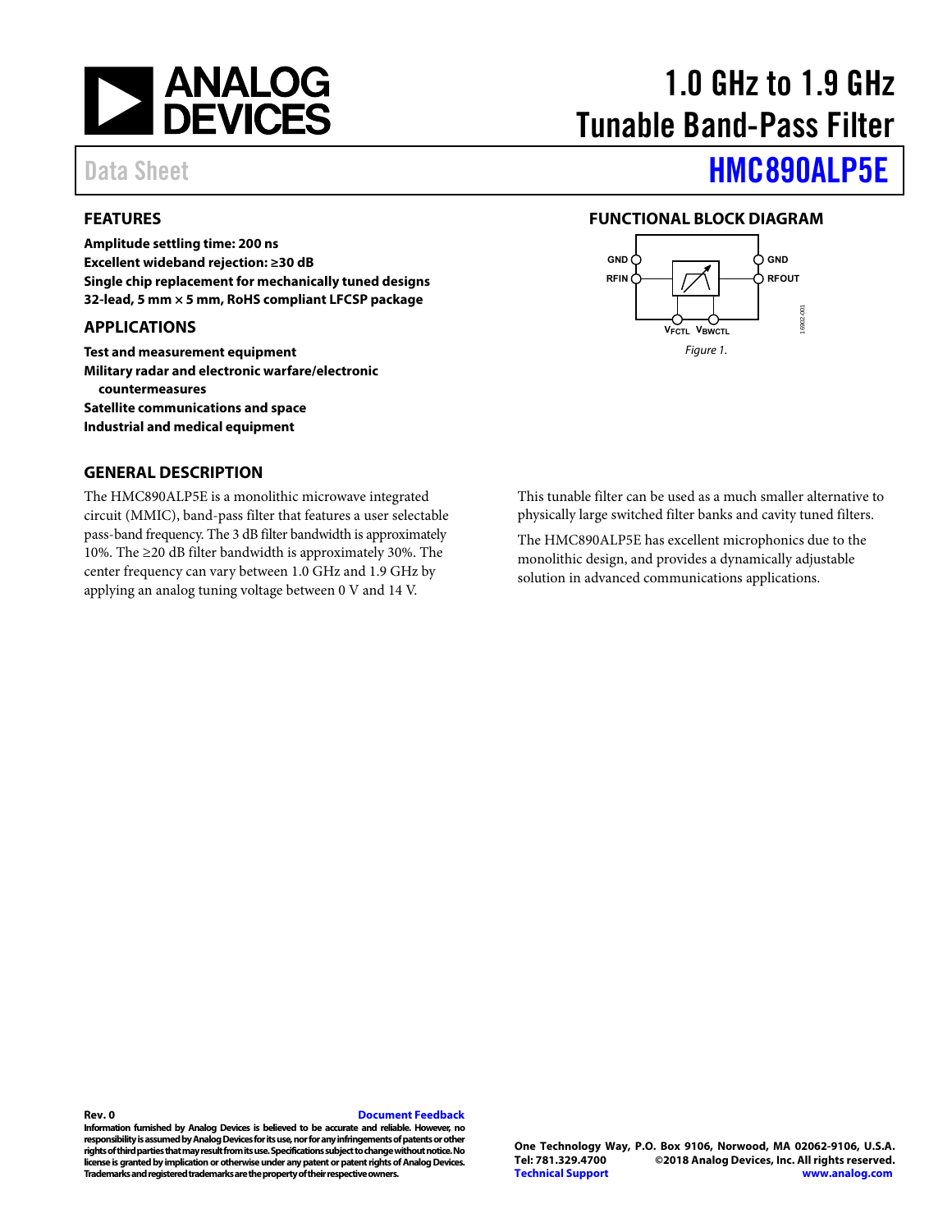# 1.0 GHz to 1.9 GHz Tunable Band-Pass Filter

Data Sheet

# HMC890ALP5E

## FEATURES

**Amplitude settling time: 200 ns**
**Excellent wideband rejection: ≥30 dB**
**Single chip replacement for mechanically tuned designs**
**32-lead, 5 mm × 5 mm, RoHS compliant LFCSP package**

## APPLICATIONS

**Test and measurement equipment**
**Military radar and electronic warfare/electronic countermeasures**
**Satellite communications and space**
**Industrial and medical equipment**

## FUNCTIONAL BLOCK DIAGRAM

GND, RFIN, GND, RFOUT, $V_{FCTL}$, $V_{BWCTL}$

*Figure 1.*

## GENERAL DESCRIPTION

The HMC890ALP5E is a monolithic microwave integrated circuit (MMIC), band-pass filter that features a user selectable pass-band frequency. The 3 dB filter bandwidth is approximately 10%. The ≥20 dB filter bandwidth is approximately 30%. The center frequency can vary between 1.0 GHz and 1.9 GHz by applying an analog tuning voltage between 0 V and 14 V.

This tunable filter can be used as a much smaller alternative to physically large switched filter banks and cavity tuned filters.

The HMC890ALP5E has excellent microphonics due to the monolithic design, and provides a dynamically adjustable solution in advanced communications applications.

**Rev. 0** Document Feedback

**Information furnished by Analog Devices is believed to be accurate and reliable. However, no responsibility is assumed by Analog Devices for its use, nor for any infringements of patents or other rights of third parties that may result from its use. Specifications subject to change without notice. No license is granted by implication or otherwise under any patent or patent rights of Analog Devices. Trademarks and registered trademarks are the property of their respective owners.**

**One Technology Way, P.O. Box 9106, Norwood, MA 02062-9106, U.S.A.**
**Tel: 781.329.4700 ©2018 Analog Devices, Inc. All rights reserved.**
**Technical Support www.analog.com**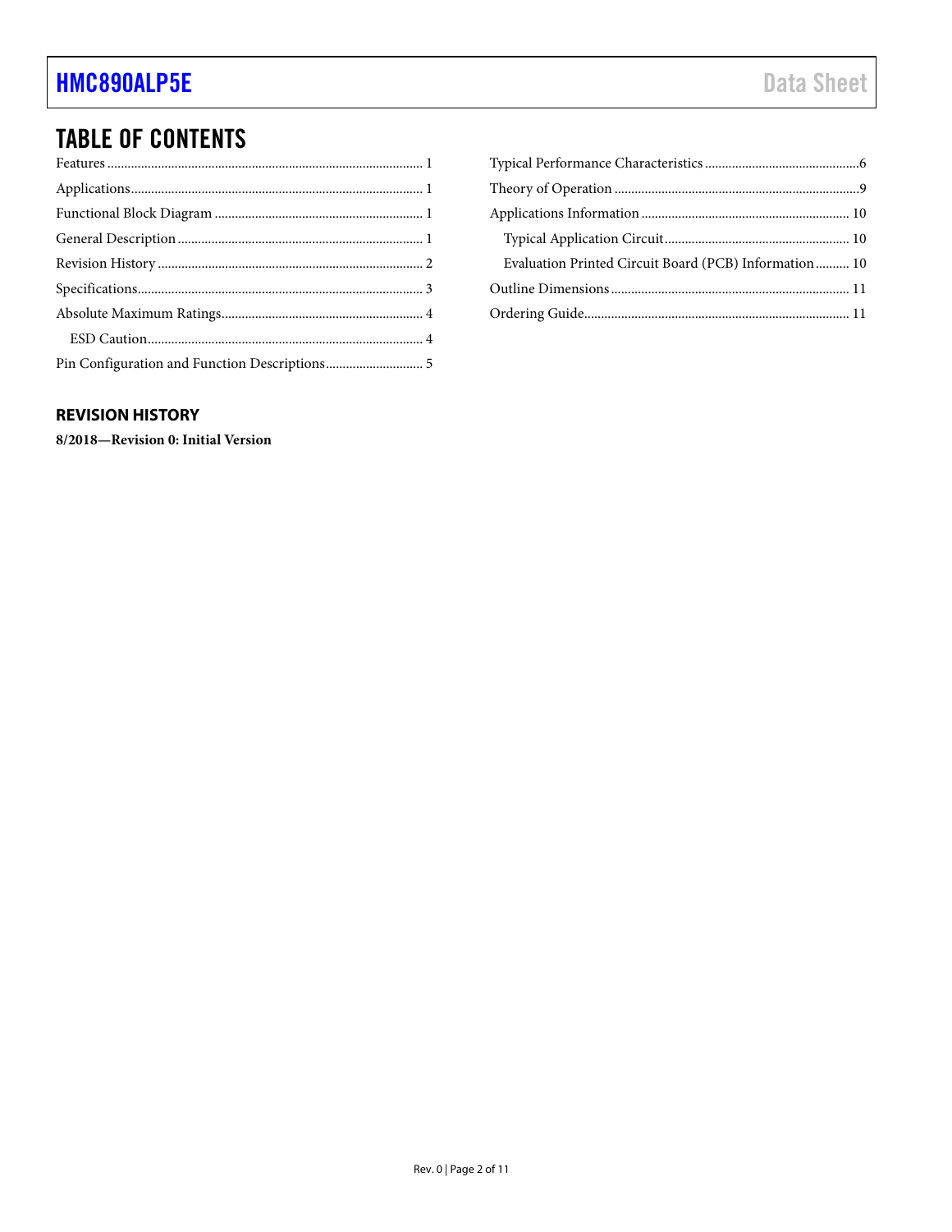## TABLE OF CONTENTS

Features ........................................ 1
Applications ........................................ 1
Functional Block Diagram ........................................ 1
General Description ........................................ 1
Revision History ........................................ 2
Specifications ........................................ 3
Absolute Maximum Ratings ........................................ 4
  ESD Caution ........................................ 4
Pin Configuration and Function Descriptions ........................................ 5
Typical Performance Characteristics ........................................ 6
Theory of Operation ........................................ 9
Applications Information ........................................ 10
  Typical Application Circuit ........................................ 10
  Evaluation Printed Circuit Board (PCB) Information ........................................ 10
Outline Dimensions ........................................ 11
Ordering Guide ........................................ 11

### REVISION HISTORY

**8/2018—Revision 0: Initial Version**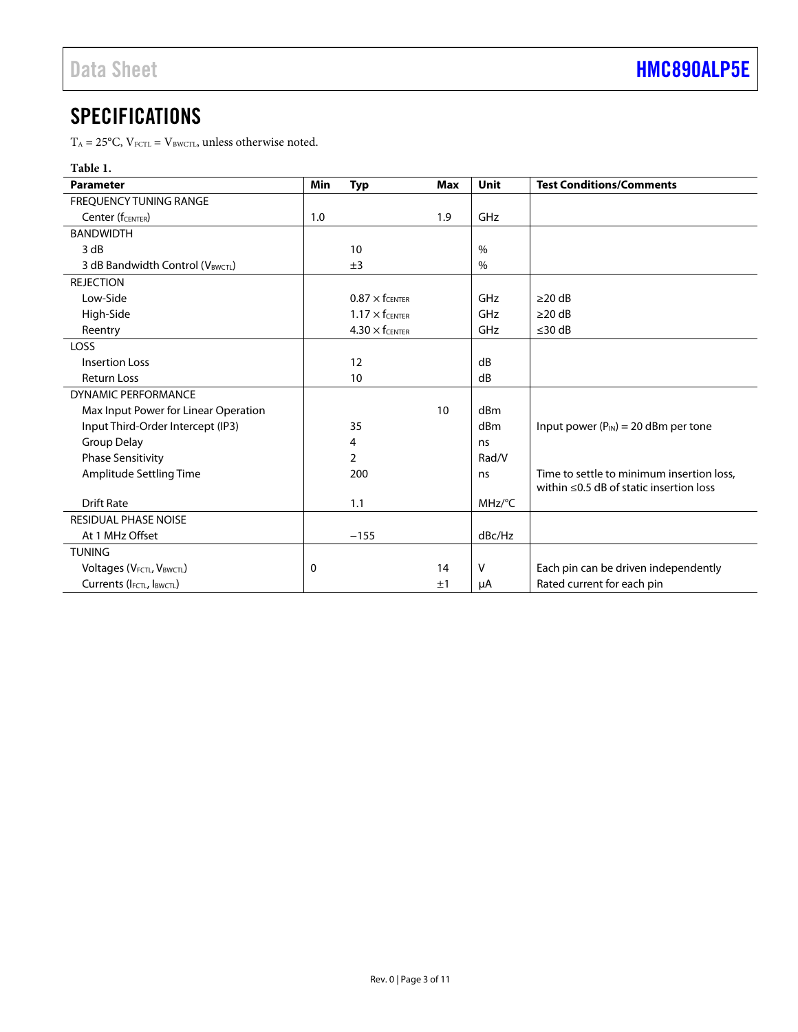## SPECIFICATIONS

$T_A$ = 25°C, $V_{FCTL}$ = $V_{BWCTL}$, unless otherwise noted.

**Table 1.**

| Parameter | Min | Typ | Max | Unit | Test Conditions/Comments |
|---|---|---|---|---|---|
| FREQUENCY TUNING RANGE | | | | | |
| Center ($f_{CENTER}$) | 1.0 | | 1.9 | GHz | |
| BANDWIDTH | | | | | |
| 3 dB | | 10 | | % | |
| 3 dB Bandwidth Control ($V_{BWCTL}$) | | ±3 | | % | |
| REJECTION | | | | | |
| Low-Side | | 0.87 × $f_{CENTER}$ | | GHz | ≥20 dB |
| High-Side | | 1.17 × $f_{CENTER}$ | | GHz | ≥20 dB |
| Reentry | | 4.30 × $f_{CENTER}$ | | GHz | ≤30 dB |
| LOSS | | | | | |
| Insertion Loss | | 12 | | dB | |
| Return Loss | | 10 | | dB | |
| DYNAMIC PERFORMANCE | | | | | |
| Max Input Power for Linear Operation | | | 10 | dBm | |
| Input Third-Order Intercept (IP3) | | 35 | | dBm | Input power ($P_{IN}$) = 20 dBm per tone |
| Group Delay | | 4 | | ns | |
| Phase Sensitivity | | 2 | | Rad/V | |
| Amplitude Settling Time | | 200 | | ns | Time to settle to minimum insertion loss, within ≤0.5 dB of static insertion loss |
| Drift Rate | | 1.1 | | MHz/°C | |
| RESIDUAL PHASE NOISE | | | | | |
| At 1 MHz Offset | | −155 | | dBc/Hz | |
| TUNING | | | | | |
| Voltages ($V_{FCTL}$, $V_{BWCTL}$) | 0 | | 14 | V | Each pin can be driven independently |
| Currents ($I_{FCTL}$, $I_{BWCTL}$) | | | ±1 | μA | Rated current for each pin |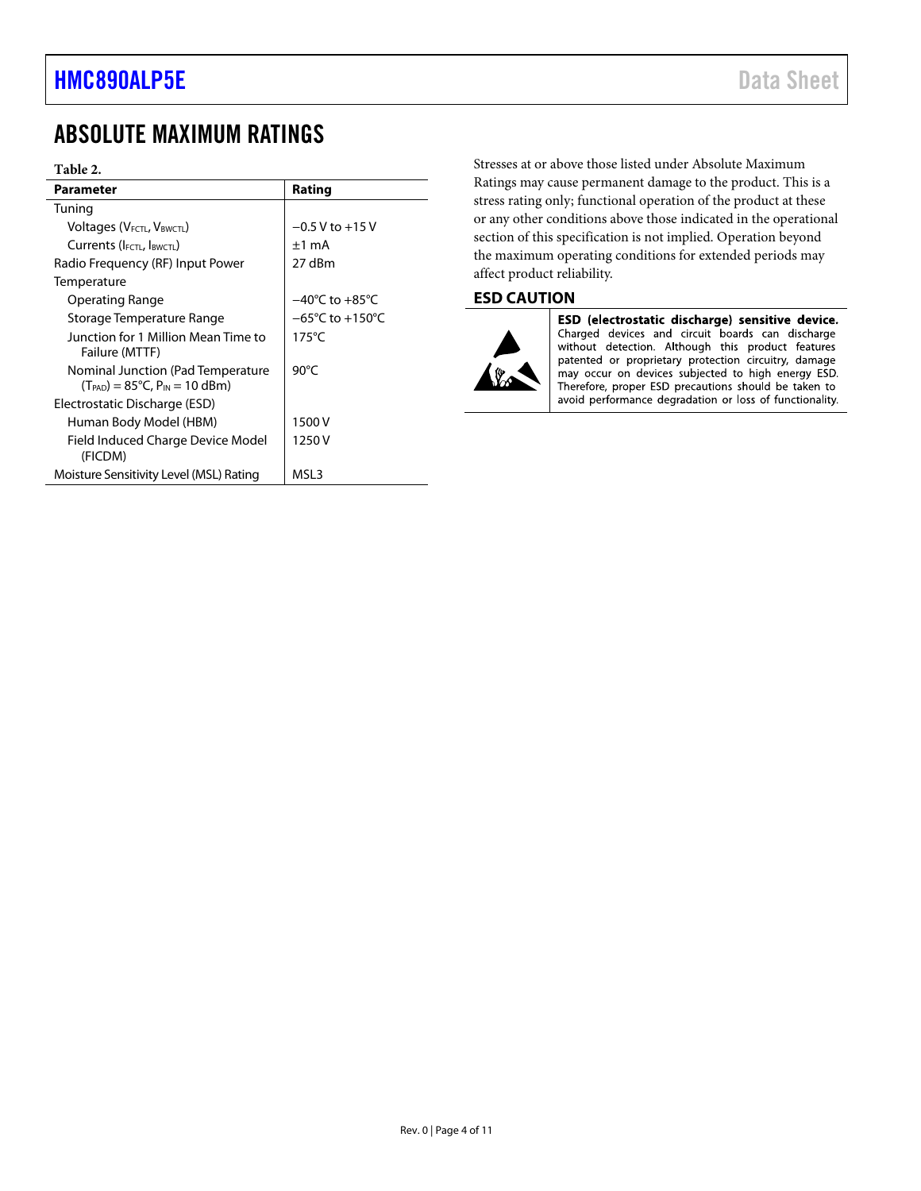# ABSOLUTE MAXIMUM RATINGS

**Table 2.**

| Parameter | Rating |
|---|---|
| Tuning | |
| Voltages ($V_{FCTL}$, $V_{BWCTL}$) | −0.5 V to +15 V |
| Currents ($I_{FCTL}$, $I_{BWCTL}$) | ±1 mA |
| Radio Frequency (RF) Input Power | 27 dBm |
| Temperature | |
| Operating Range | −40°C to +85°C |
| Storage Temperature Range | −65°C to +150°C |
| Junction for 1 Million Mean Time to Failure (MTTF) | 175°C |
| Nominal Junction (Pad Temperature ($T_{PAD}$) = 85°C, $P_{IN}$ = 10 dBm) | 90°C |
| Electrostatic Discharge (ESD) | |
| Human Body Model (HBM) | 1500 V |
| Field Induced Charge Device Model (FICDM) | 1250 V |
| Moisture Sensitivity Level (MSL) Rating | MSL3 |

Stresses at or above those listed under Absolute Maximum Ratings may cause permanent damage to the product. This is a stress rating only; functional operation of the product at these or any other conditions above those indicated in the operational section of this specification is not implied. Operation beyond the maximum operating conditions for extended periods may affect product reliability.

## ESD CAUTION

**ESD (electrostatic discharge) sensitive device.** Charged devices and circuit boards can discharge without detection. Although this product features patented or proprietary protection circuitry, damage may occur on devices subjected to high energy ESD. Therefore, proper ESD precautions should be taken to avoid performance degradation or loss of functionality.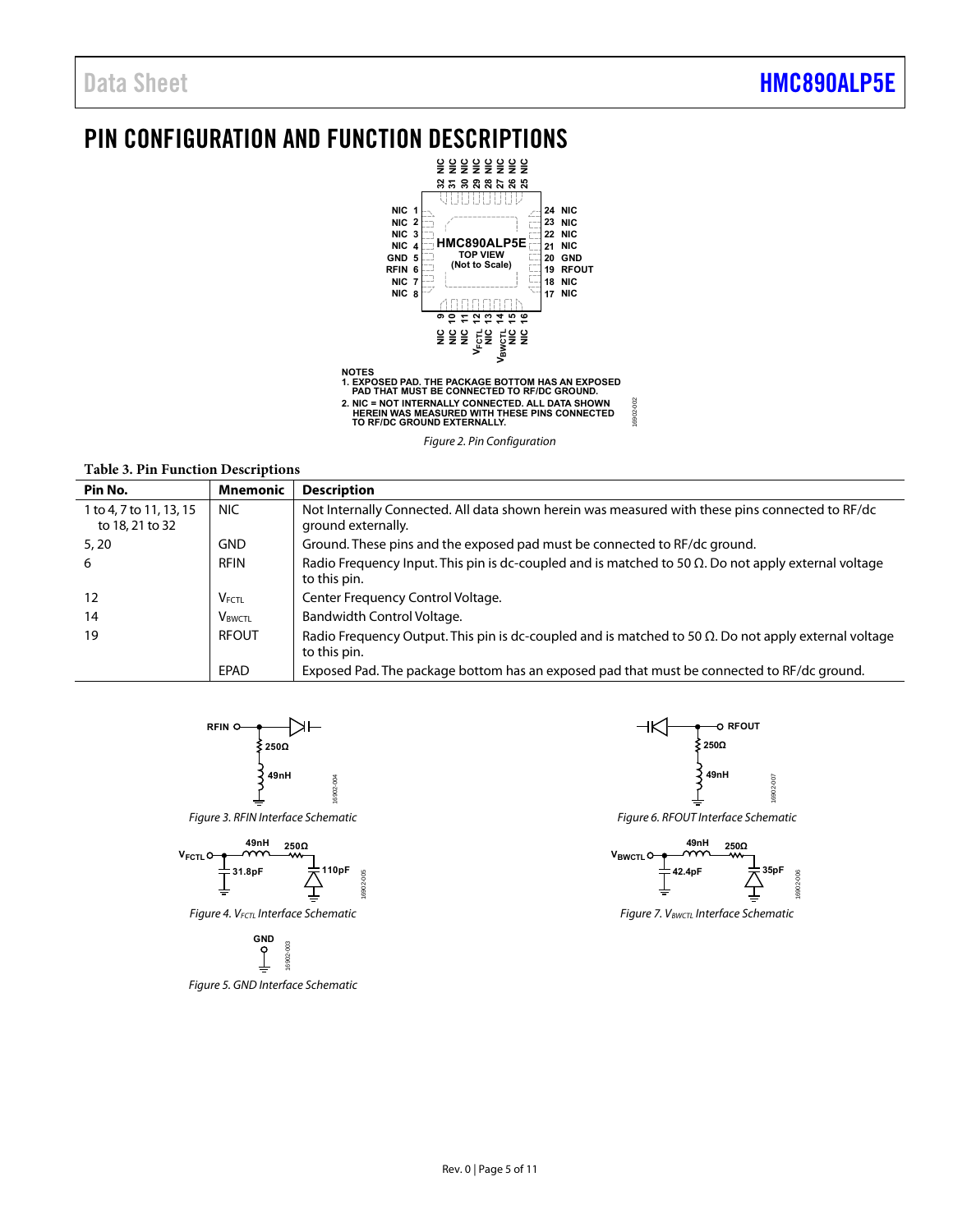# PIN CONFIGURATION AND FUNCTION DESCRIPTIONS

NOTES
1. EXPOSED PAD. THE PACKAGE BOTTOM HAS AN EXPOSED PAD THAT MUST BE CONNECTED TO RF/DC GROUND.
2. NIC = NOT INTERNALLY CONNECTED. ALL DATA SHOWN HEREIN WAS MEASURED WITH THESE PINS CONNECTED TO RF/DC GROUND EXTERNALLY.

*Figure 2. Pin Configuration*

**Table 3. Pin Function Descriptions**

| Pin No. | Mnemonic | Description |
|---|---|---|
| 1 to 4, 7 to 11, 13, 15 to 18, 21 to 32 | NIC | Not Internally Connected. All data shown herein was measured with these pins connected to RF/dc ground externally. |
| 5, 20 | GND | Ground. These pins and the exposed pad must be connected to RF/dc ground. |
| 6 | RFIN | Radio Frequency Input. This pin is dc-coupled and is matched to 50 Ω. Do not apply external voltage to this pin. |
| 12 | $V_{FCTL}$ | Center Frequency Control Voltage. |
| 14 | $V_{BWCTL}$ | Bandwidth Control Voltage. |
| 19 | RFOUT | Radio Frequency Output. This pin is dc-coupled and is matched to 50 Ω. Do not apply external voltage to this pin. |
| | EPAD | Exposed Pad. The package bottom has an exposed pad that must be connected to RF/dc ground. |

*Figure 3. RFIN Interface Schematic*

*Figure 4. $V_{FCTL}$ Interface Schematic*

*Figure 5. GND Interface Schematic*

*Figure 6. RFOUT Interface Schematic*

*Figure 7. $V_{BWCTL}$ Interface Schematic*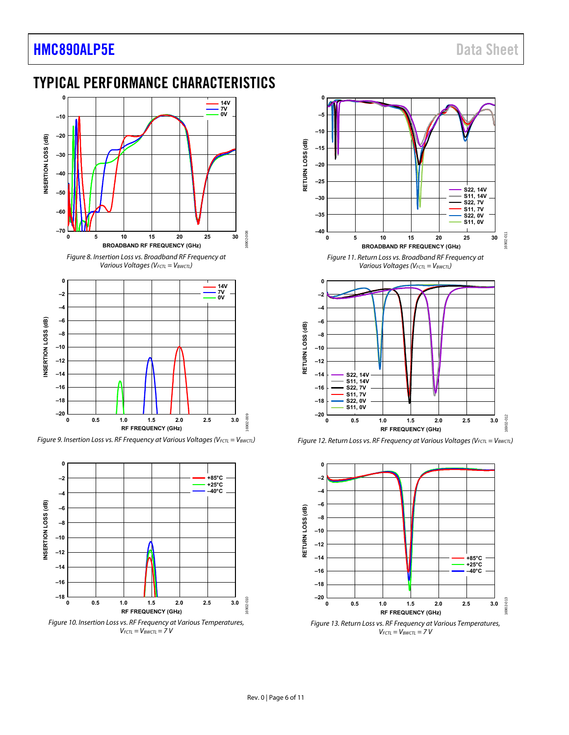## TYPICAL PERFORMANCE CHARACTERISTICS

*Figure 8. Insertion Loss vs. Broadband RF Frequency at Various Voltages ($V_{FCTL} = V_{BWCTL}$)*

*Figure 9. Insertion Loss vs. RF Frequency at Various Voltages ($V_{FCTL} = V_{BWCTL}$)*

*Figure 10. Insertion Loss vs. RF Frequency at Various Temperatures, $V_{FCTL} = V_{BWCTL} = 7$ V*

*Figure 11. Return Loss vs. Broadband RF Frequency at Various Voltages ($V_{FCTL} = V_{BWCTL}$)*

*Figure 12. Return Loss vs. RF Frequency at Various Voltages ($V_{FCTL} = V_{BWCTL}$)*

*Figure 13. Return Loss vs. RF Frequency at Various Temperatures, $V_{FCTL} = V_{BWCTL} = 7$ V*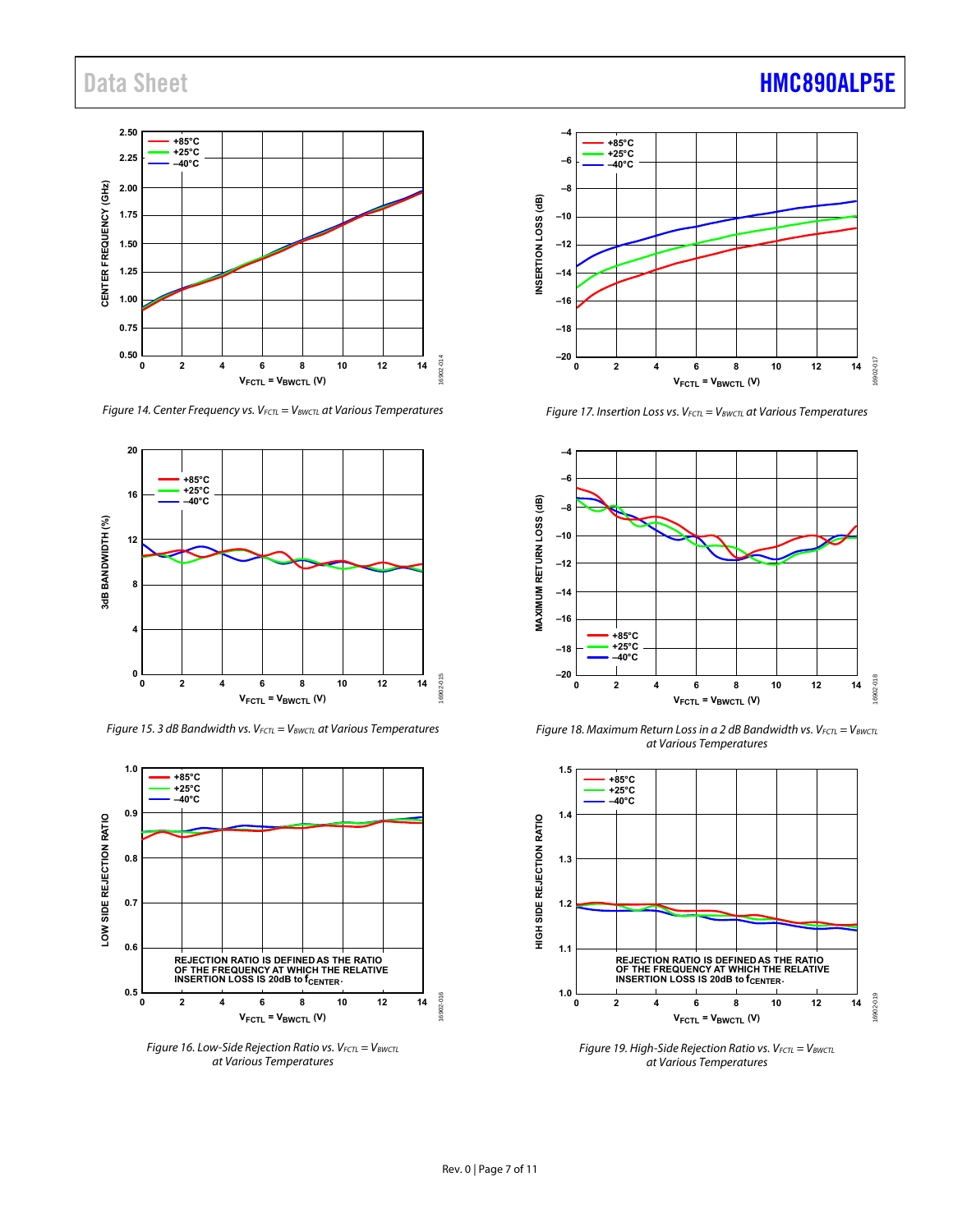Figure 14. Center Frequency vs. $V_{FCTL} = V_{BWCTL}$ at Various Temperatures

Figure 15. 3 dB Bandwidth vs. $V_{FCTL} = V_{BWCTL}$ at Various Temperatures

Figure 16. Low-Side Rejection Ratio vs. $V_{FCTL} = V_{BWCTL}$ at Various Temperatures

Figure 17. Insertion Loss vs. $V_{FCTL} = V_{BWCTL}$ at Various Temperatures

Figure 18. Maximum Return Loss in a 2 dB Bandwidth vs. $V_{FCTL} = V_{BWCTL}$ at Various Temperatures

Figure 19. High-Side Rejection Ratio vs. $V_{FCTL} = V_{BWCTL}$ at Various Temperatures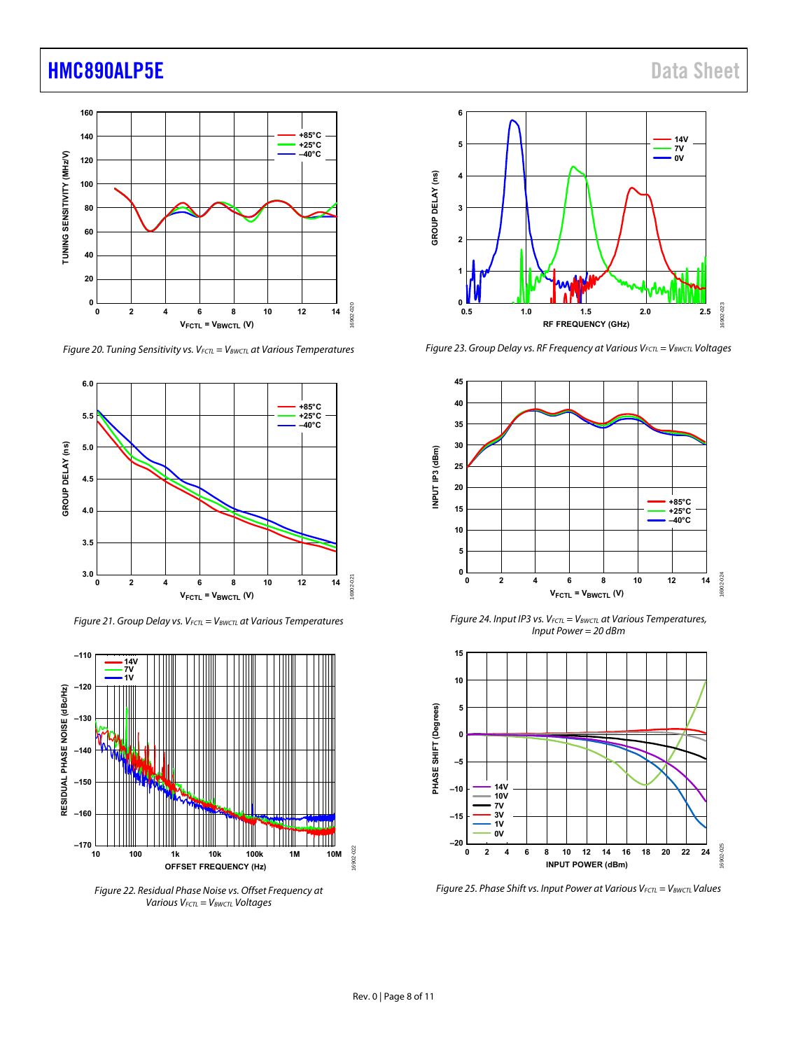Figure 20. Tuning Sensitivity vs. $V_{FCTL}$ = $V_{BWCTL}$ at Various Temperatures

Figure 21. Group Delay vs. $V_{FCTL}$ = $V_{BWCTL}$ at Various Temperatures

Figure 22. Residual Phase Noise vs. Offset Frequency at Various $V_{FCTL}$ = $V_{BWCTL}$ Voltages

Figure 23. Group Delay vs. RF Frequency at Various $V_{FCTL}$ = $V_{BWCTL}$ Voltages

Figure 24. Input IP3 vs. $V_{FCTL}$ = $V_{BWCTL}$ at Various Temperatures, Input Power = 20 dBm

Figure 25. Phase Shift vs. Input Power at Various $V_{FCTL}$ = $V_{BWCTL}$ Values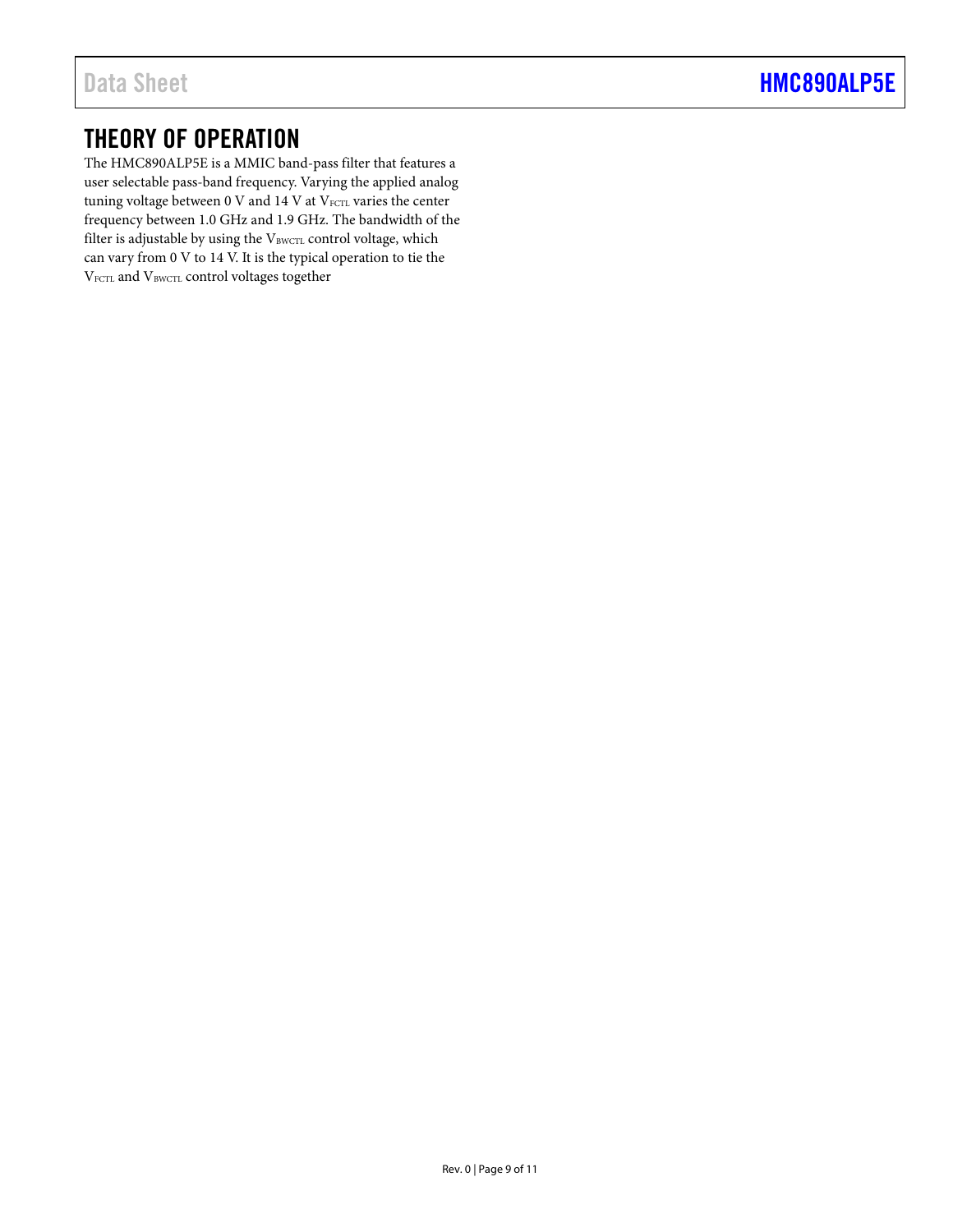## THEORY OF OPERATION

The HMC890ALP5E is a MMIC band-pass filter that features a user selectable pass-band frequency. Varying the applied analog tuning voltage between 0 V and 14 V at $V_{FCTL}$ varies the center frequency between 1.0 GHz and 1.9 GHz. The bandwidth of the filter is adjustable by using the $V_{BWCTL}$ control voltage, which can vary from 0 V to 14 V. It is the typical operation to tie the $V_{FCTL}$ and $V_{BWCTL}$ control voltages together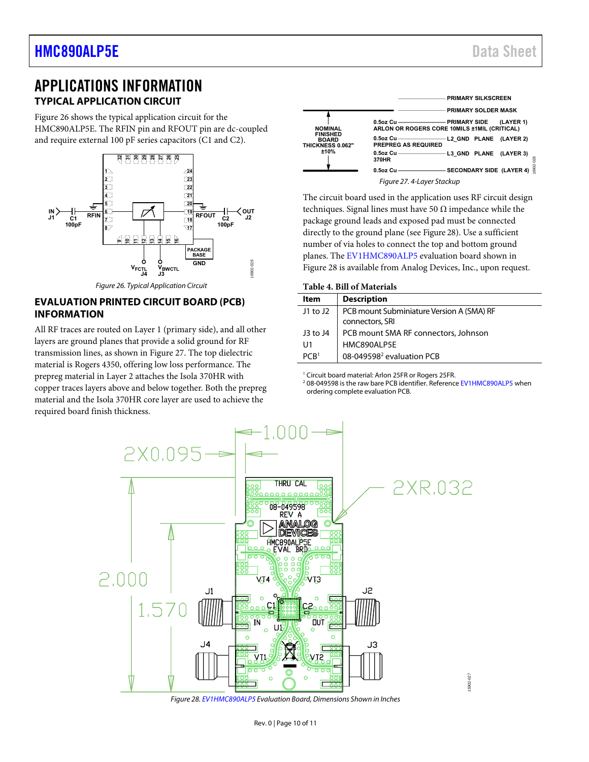# APPLICATIONS INFORMATION

## TYPICAL APPLICATION CIRCUIT

Figure 26 shows the typical application circuit for the HMC890ALP5E. The RFIN pin and RFOUT pin are dc-coupled and require external 100 pF series capacitors (C1 and C2).

Figure 26. Typical Application Circuit

## EVALUATION PRINTED CIRCUIT BOARD (PCB) INFORMATION

All RF traces are routed on Layer 1 (primary side), and all other layers are ground planes that provide a solid ground for RF transmission lines, as shown in Figure 27. The top dielectric material is Rogers 4350, offering low loss performance. The prepreg material in Layer 2 attaches the Isola 370HR with copper traces layers above and below together. Both the prepreg material and the Isola 370HR core layer are used to achieve the required board finish thickness.

Figure 27. 4-Layer Stackup

The circuit board used in the application uses RF circuit design techniques. Signal lines must have 50 Ω impedance while the package ground leads and exposed pad must be connected directly to the ground plane (see Figure 28). Use a sufficient number of via holes to connect the top and bottom ground planes. The EV1HMC890ALP5 evaluation board shown in Figure 28 is available from Analog Devices, Inc., upon request.

Table 4. Bill of Materials

| Item | Description |
|---|---|
| J1 to J2 | PCB mount Subminiature Version A (SMA) RF connectors, SRI |
| J3 to J4 | PCB mount SMA RF connectors, Johnson |
| U1 | HMC890ALP5E |
| PCB[1] | 08-049598[2] evaluation PCB |

[1] Circuit board material: Arlon 25FR or Rogers 25FR.
[2] 08-049598 is the raw bare PCB identifier. Reference EV1HMC890ALP5 when ordering complete evaluation PCB.

Figure 28. EV1HMC890ALP5 Evaluation Board, Dimensions Shown in Inches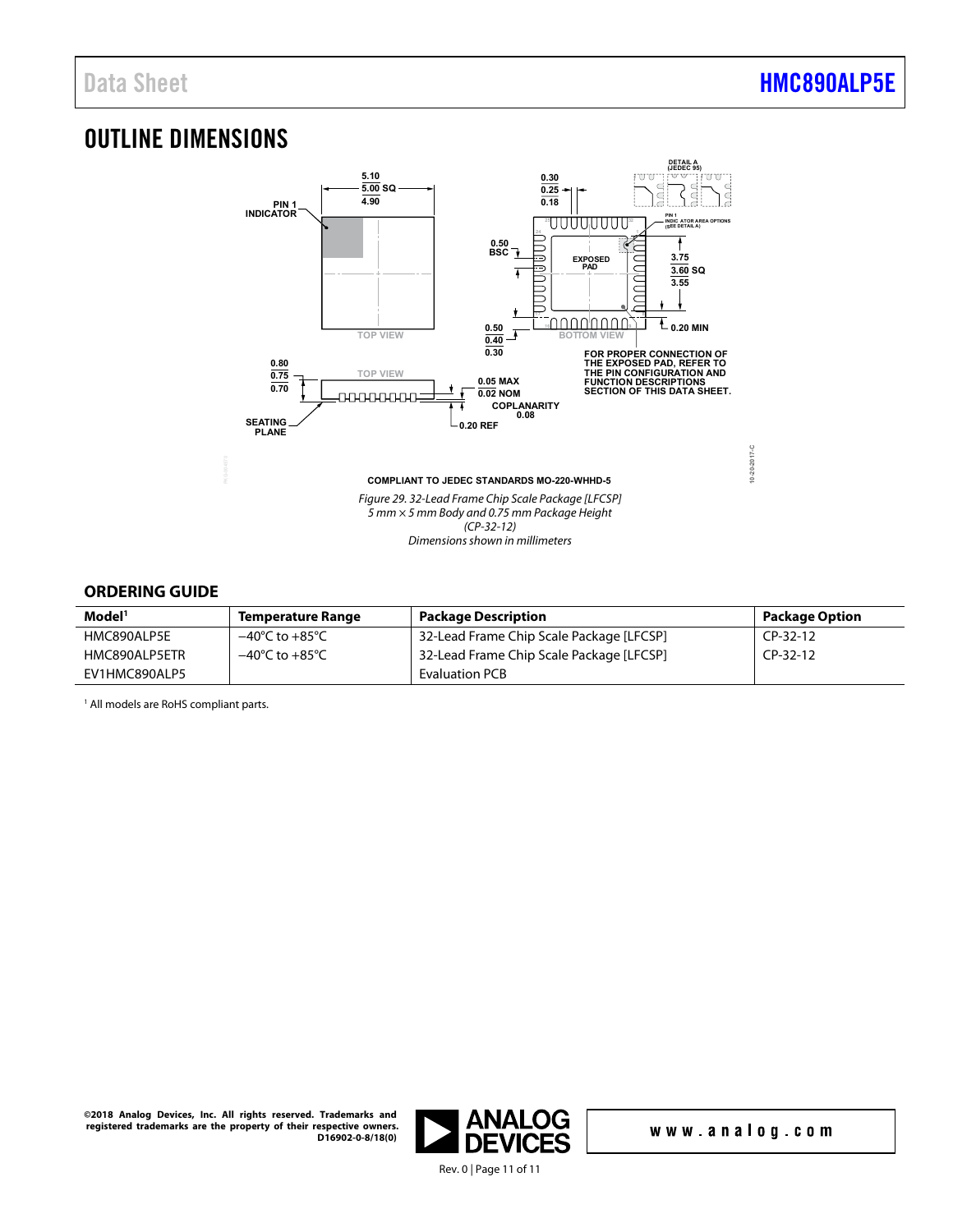## OUTLINE DIMENSIONS

5.10
5.00 SQ
4.90
PIN 1 INDICATOR
TOP VIEW
0.30
0.25
0.18
DETAIL A (JEDEC 95)
PIN 1 INDICATOR AREA OPTIONS (SEE DETAIL A)
0.50 BSC
EXPOSED PAD
3.75
3.60 SQ
3.55
0.50
0.40
0.30
BOTTOM VIEW
0.20 MIN
FOR PROPER CONNECTION OF THE EXPOSED PAD, REFER TO THE PIN CONFIGURATION AND FUNCTION DESCRIPTIONS SECTION OF THIS DATA SHEET.
0.80
0.75
0.70
SEATING PLANE
0.05 MAX
0.02 NOM
COPLANARITY 0.08
0.20 REF
COMPLIANT TO JEDEC STANDARDS MO-220-WHHD-5
10-20-2017-C

*Figure 29. 32-Lead Frame Chip Scale Package [LFCSP]*
*5 mm × 5 mm Body and 0.75 mm Package Height*
*(CP-32-12)*
*Dimensions shown in millimeters*

### ORDERING GUIDE

| Model[1] | Temperature Range | Package Description | Package Option |
|---|---|---|---|
| HMC890ALP5E | −40°C to +85°C | 32-Lead Frame Chip Scale Package [LFCSP] | CP-32-12 |
| HMC890ALP5ETR | −40°C to +85°C | 32-Lead Frame Chip Scale Package [LFCSP] | CP-32-12 |
| EV1HMC890ALP5 | | Evaluation PCB | |

[1] All models are RoHS compliant parts.

©2018 Analog Devices, Inc. All rights reserved. Trademarks and registered trademarks are the property of their respective owners.
D16902-0-8/18(0)

www.analog.com